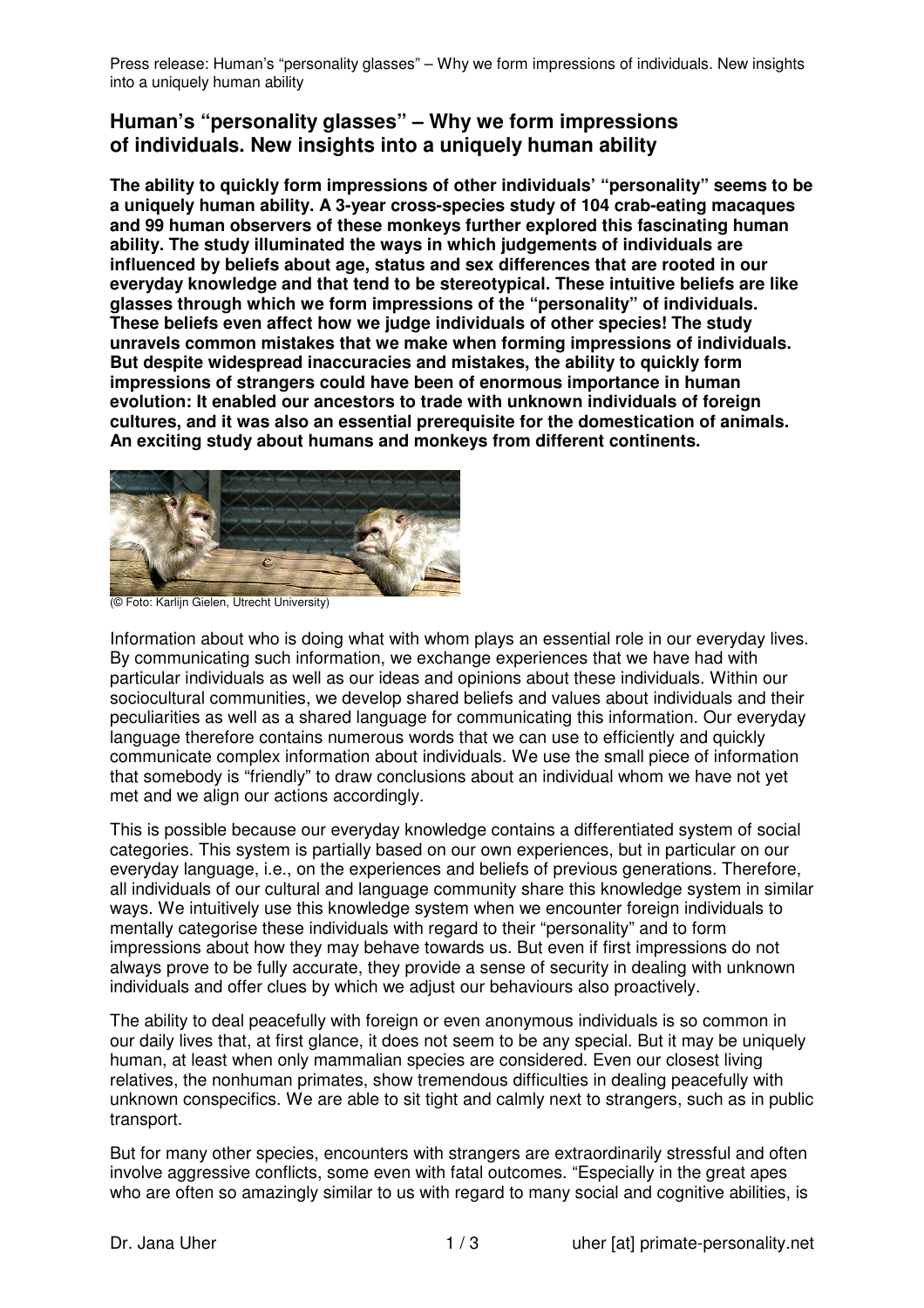## Human's "personality glasses" – Why we form impressions of individuals. New insights into a uniquely human ability

**The ability to quickly form impressions of other individuals' "personality" seems to be a uniquely human ability. A 3-year cross-species study of 104 crab-eating macaques and 99 human observers of these monkeys further explored this fascinating human ability. The study illuminated the ways in which judgements of individuals are influenced by beliefs about age, status and sex differences that are rooted in our everyday knowledge and that tend to be stereotypical. These intuitive beliefs are like glasses through which we form impressions of the "personality" of individuals. These beliefs even affect how we judge individuals of other species! The study unravels common mistakes that we make when forming impressions of individuals. But despite widespread inaccuracies and mistakes, the ability to quickly form impressions of strangers could have been of enormous importance in human evolution: It enabled our ancestors to trade with unknown individuals of foreign cultures, and it was also an essential prerequisite for the domestication of animals. An exciting study about humans and monkeys from different continents.**

(© Foto: Karlijn Gielen, Utrecht University)

Information about who is doing what with whom plays an essential role in our everyday lives. By communicating such information, we exchange experiences that we have had with particular individuals as well as our ideas and opinions about these individuals. Within our sociocultural communities, we develop shared beliefs and values about individuals and their peculiarities as well as a shared language for communicating this information. Our everyday language therefore contains numerous words that we can use to efficiently and quickly communicate complex information about individuals. We use the small piece of information that somebody is "friendly" to draw conclusions about an individual whom we have not yet met and we align our actions accordingly.

This is possible because our everyday knowledge contains a differentiated system of social categories. This system is partially based on our own experiences, but in particular on our everyday language, i.e., on the experiences and beliefs of previous generations. Therefore, all individuals of our cultural and language community share this knowledge system in similar ways. We intuitively use this knowledge system when we encounter foreign individuals to mentally categorise these individuals with regard to their "personality" and to form impressions about how they may behave towards us. But even if first impressions do not always prove to be fully accurate, they provide a sense of security in dealing with unknown individuals and offer clues by which we adjust our behaviours also proactively.

The ability to deal peacefully with foreign or even anonymous individuals is so common in our daily lives that, at first glance, it does not seem to be any special. But it may be uniquely human, at least when only mammalian species are considered. Even our closest living relatives, the nonhuman primates, show tremendous difficulties in dealing peacefully with unknown conspecifics. We are able to sit tight and calmly next to strangers, such as in public transport.

But for many other species, encounters with strangers are extraordinarily stressful and often involve aggressive conflicts, some even with fatal outcomes. "Especially in the great apes who are often so amazingly similar to us with regard to many social and cognitive abilities, is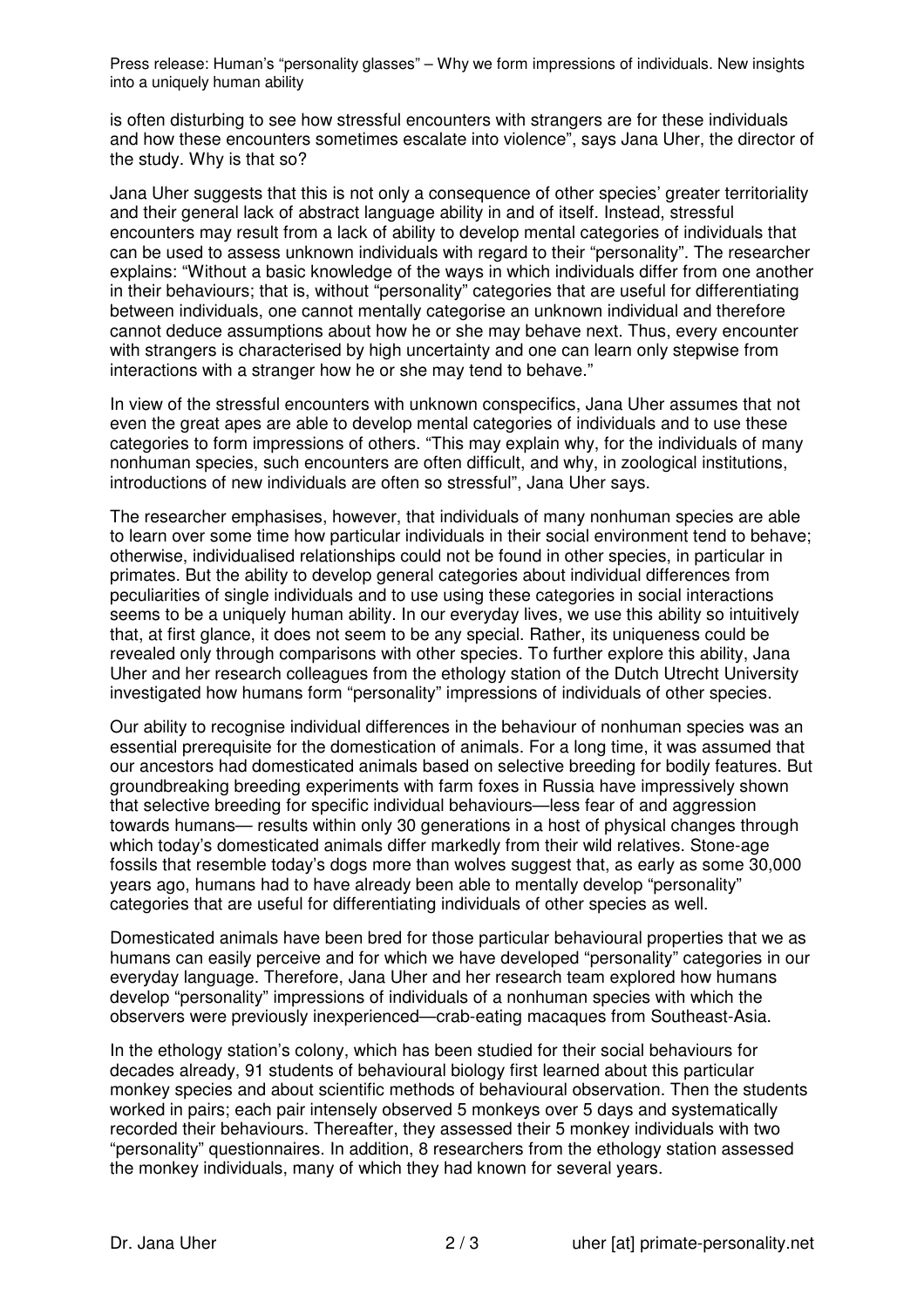is often disturbing to see how stressful encounters with strangers are for these individuals and how these encounters sometimes escalate into violence", says Jana Uher, the director of the study. Why is that so?

Jana Uher suggests that this is not only a consequence of other species' greater territoriality and their general lack of abstract language ability in and of itself. Instead, stressful encounters may result from a lack of ability to develop mental categories of individuals that can be used to assess unknown individuals with regard to their "personality". The researcher explains: "Without a basic knowledge of the ways in which individuals differ from one another in their behaviours; that is, without "personality" categories that are useful for differentiating between individuals, one cannot mentally categorise an unknown individual and therefore cannot deduce assumptions about how he or she may behave next. Thus, every encounter with strangers is characterised by high uncertainty and one can learn only stepwise from interactions with a stranger how he or she may tend to behave."

In view of the stressful encounters with unknown conspecifics, Jana Uher assumes that not even the great apes are able to develop mental categories of individuals and to use these categories to form impressions of others. "This may explain why, for the individuals of many nonhuman species, such encounters are often difficult, and why, in zoological institutions, introductions of new individuals are often so stressful", Jana Uher says.

The researcher emphasises, however, that individuals of many nonhuman species are able to learn over some time how particular individuals in their social environment tend to behave; otherwise, individualised relationships could not be found in other species, in particular in primates. But the ability to develop general categories about individual differences from peculiarities of single individuals and to use using these categories in social interactions seems to be a uniquely human ability. In our everyday lives, we use this ability so intuitively that, at first glance, it does not seem to be any special. Rather, its uniqueness could be revealed only through comparisons with other species. To further explore this ability, Jana Uher and her research colleagues from the ethology station of the Dutch Utrecht University investigated how humans form "personality" impressions of individuals of other species.

Our ability to recognise individual differences in the behaviour of nonhuman species was an essential prerequisite for the domestication of animals. For a long time, it was assumed that our ancestors had domesticated animals based on selective breeding for bodily features. But groundbreaking breeding experiments with farm foxes in Russia have impressively shown that selective breeding for specific individual behaviours—less fear of and aggression towards humans— results within only 30 generations in a host of physical changes through which today's domesticated animals differ markedly from their wild relatives. Stone-age fossils that resemble today's dogs more than wolves suggest that, as early as some 30,000 years ago, humans had to have already been able to mentally develop "personality" categories that are useful for differentiating individuals of other species as well.

Domesticated animals have been bred for those particular behavioural properties that we as humans can easily perceive and for which we have developed "personality" categories in our everyday language. Therefore, Jana Uher and her research team explored how humans develop "personality" impressions of individuals of a nonhuman species with which the observers were previously inexperienced—crab-eating macaques from Southeast-Asia.

In the ethology station's colony, which has been studied for their social behaviours for decades already, 91 students of behavioural biology first learned about this particular monkey species and about scientific methods of behavioural observation. Then the students worked in pairs; each pair intensely observed 5 monkeys over 5 days and systematically recorded their behaviours. Thereafter, they assessed their 5 monkey individuals with two "personality" questionnaires. In addition, 8 researchers from the ethology station assessed the monkey individuals, many of which they had known for several years.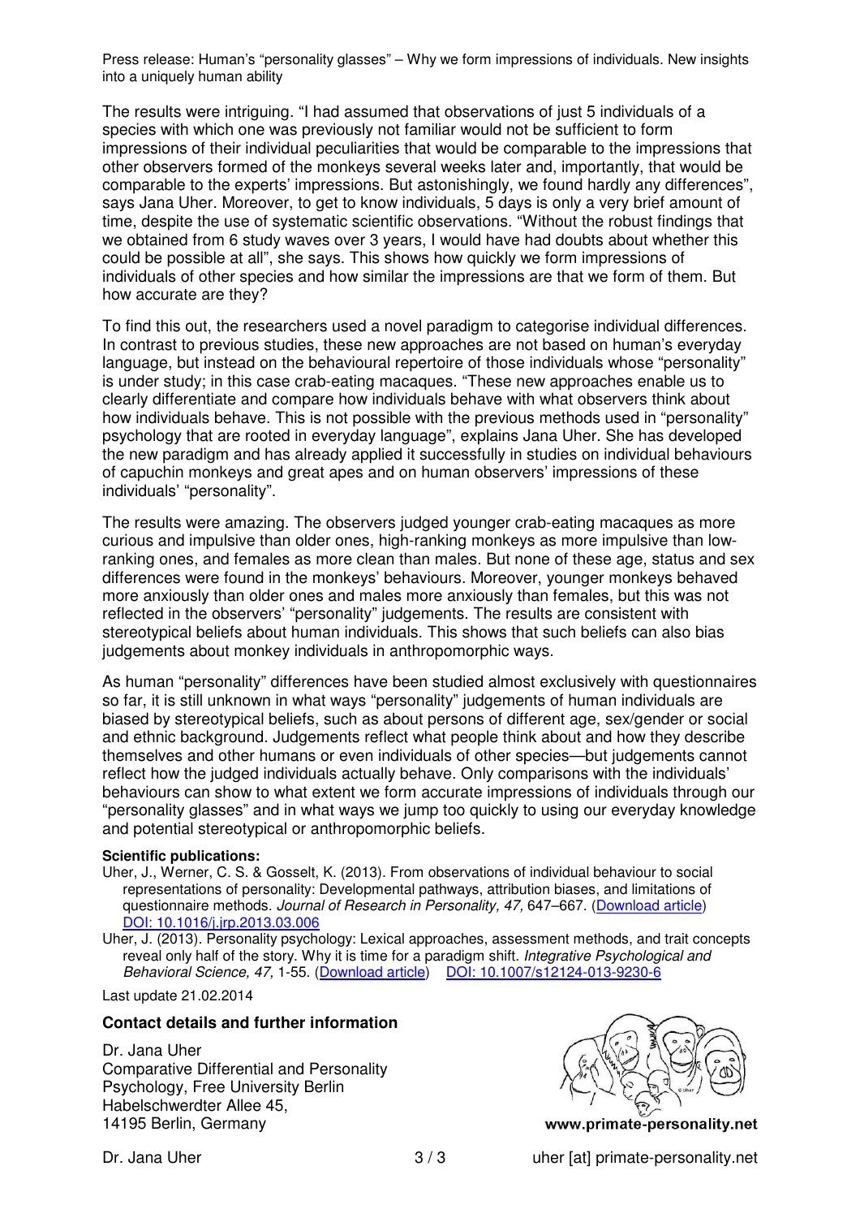The results were intriguing. "I had assumed that observations of just 5 individuals of a species with which one was previously not familiar would not be sufficient to form impressions of their individual peculiarities that would be comparable to the impressions that other observers formed of the monkeys several weeks later and, importantly, that would be comparable to the experts' impressions. But astonishingly, we found hardly any differences", says Jana Uher. Moreover, to get to know individuals, 5 days is only a very brief amount of time, despite the use of systematic scientific observations. "Without the robust findings that we obtained from 6 study waves over 3 years, I would have had doubts about whether this could be possible at all", she says. This shows how quickly we form impressions of individuals of other species and how similar the impressions are that we form of them. But how accurate are they?

To find this out, the researchers used a novel paradigm to categorise individual differences. In contrast to previous studies, these new approaches are not based on human's everyday language, but instead on the behavioural repertoire of those individuals whose "personality" is under study; in this case crab-eating macaques. "These new approaches enable us to clearly differentiate and compare how individuals behave with what observers think about how individuals behave. This is not possible with the previous methods used in "personality" psychology that are rooted in everyday language", explains Jana Uher. She has developed the new paradigm and has already applied it successfully in studies on individual behaviours of capuchin monkeys and great apes and on human observers' impressions of these individuals' "personality".

The results were amazing. The observers judged younger crab-eating macaques as more curious and impulsive than older ones, high-ranking monkeys as more impulsive than low-ranking ones, and females as more clean than males. But none of these age, status and sex differences were found in the monkeys' behaviours. Moreover, younger monkeys behaved more anxiously than older ones and males more anxiously than females, but this was not reflected in the observers' "personality" judgements. The results are consistent with stereotypical beliefs about human individuals. This shows that such beliefs can also bias judgements about monkey individuals in anthropomorphic ways.

As human "personality" differences have been studied almost exclusively with questionnaires so far, it is still unknown in what ways "personality" judgements of human individuals are biased by stereotypical beliefs, such as about persons of different age, sex/gender or social and ethnic background. Judgements reflect what people think about and how they describe themselves and other humans or even individuals of other species—but judgements cannot reflect how the judged individuals actually behave. Only comparisons with the individuals' behaviours can show to what extent we form accurate impressions of individuals through our "personality glasses" and in what ways we jump too quickly to using our everyday knowledge and potential stereotypical or anthropomorphic beliefs.

**Scientific publications:**

Uher, J., Werner, C. S. & Gosselt, K. (2013). From observations of individual behaviour to social representations of personality: Developmental pathways, attribution biases, and limitations of questionnaire methods. *Journal of Research in Personality, 47,* 647–667. (Download article) DOI: 10.1016/j.jrp.2013.03.006

Uher, J. (2013). Personality psychology: Lexical approaches, assessment methods, and trait concepts reveal only half of the story. Why it is time for a paradigm shift. *Integrative Psychological and Behavioral Science, 47,* 1-55. (Download article) DOI: 10.1007/s12124-013-9230-6

Last update 21.02.2014

## Contact details and further information

Dr. Jana Uher
Comparative Differential and Personality Psychology, Free University Berlin
Habelschwerdter Allee 45,
14195 Berlin, Germany

www.primate-personality.net

uher [at] primate-personality.net